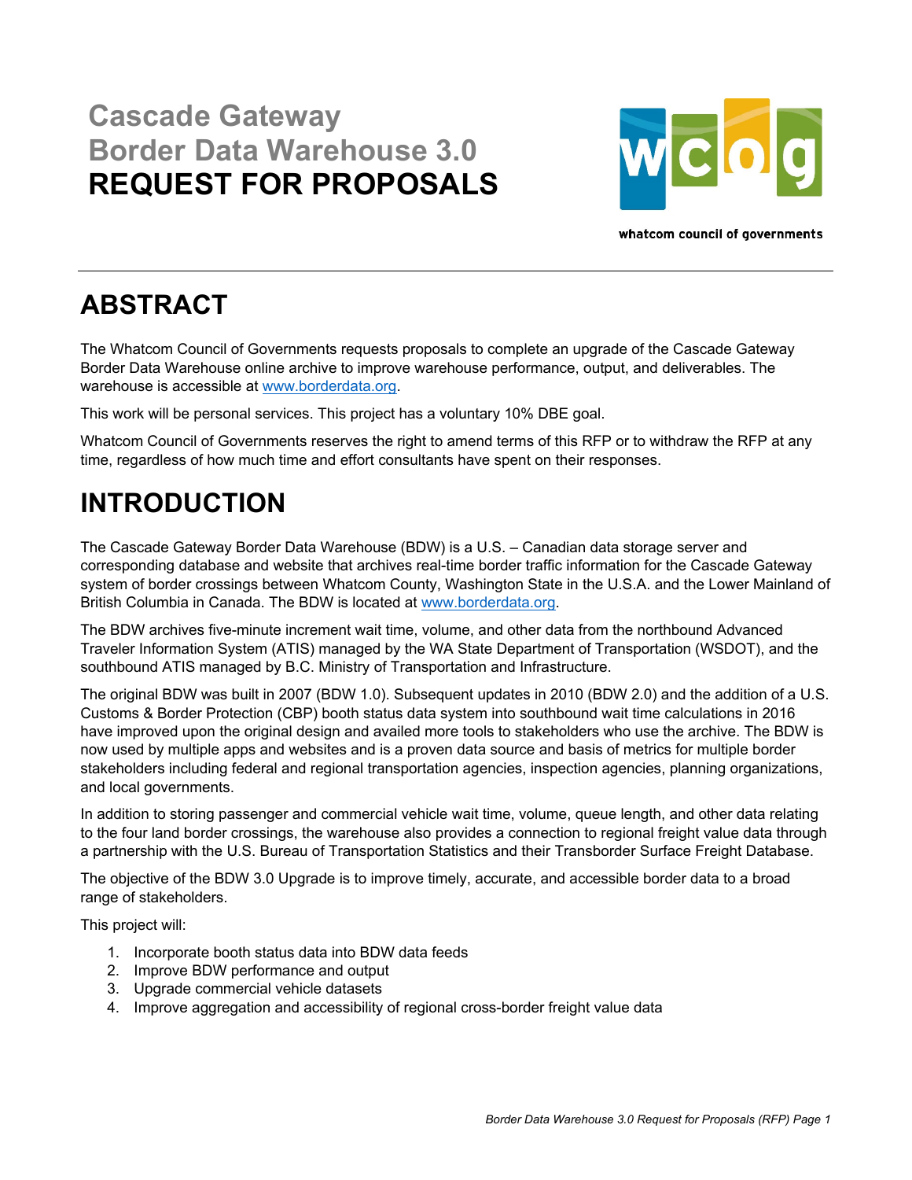# Cascade Gateway Border Data Warehouse 3.0 **REQUEST FOR PROPOSALS**

whatcom council of governments

## ABSTRACT

The Whatcom Council of Governments requests proposals to complete an upgrade of the Cascade Gateway Border Data Warehouse online archive to improve warehouse performance, output, and deliverables. The warehouse is accessible at www.borderdata.org.

This work will be personal services. This project has a voluntary 10% DBE goal.

Whatcom Council of Governments reserves the right to amend terms of this RFP or to withdraw the RFP at any time, regardless of how much time and effort consultants have spent on their responses.

## INTRODUCTION

The Cascade Gateway Border Data Warehouse (BDW) is a U.S. – Canadian data storage server and corresponding database and website that archives real-time border traffic information for the Cascade Gateway system of border crossings between Whatcom County, Washington State in the U.S.A. and the Lower Mainland of British Columbia in Canada. The BDW is located at www.borderdata.org.

The BDW archives five-minute increment wait time, volume, and other data from the northbound Advanced Traveler Information System (ATIS) managed by the WA State Department of Transportation (WSDOT), and the southbound ATIS managed by B.C. Ministry of Transportation and Infrastructure.

The original BDW was built in 2007 (BDW 1.0). Subsequent updates in 2010 (BDW 2.0) and the addition of a U.S. Customs & Border Protection (CBP) booth status data system into southbound wait time calculations in 2016 have improved upon the original design and availed more tools to stakeholders who use the archive. The BDW is now used by multiple apps and websites and is a proven data source and basis of metrics for multiple border stakeholders including federal and regional transportation agencies, inspection agencies, planning organizations, and local governments.

In addition to storing passenger and commercial vehicle wait time, volume, queue length, and other data relating to the four land border crossings, the warehouse also provides a connection to regional freight value data through a partnership with the U.S. Bureau of Transportation Statistics and their Transborder Surface Freight Database.

The objective of the BDW 3.0 Upgrade is to improve timely, accurate, and accessible border data to a broad range of stakeholders.

This project will:

1. Incorporate booth status data into BDW data feeds
2. Improve BDW performance and output
3. Upgrade commercial vehicle datasets
4. Improve aggregation and accessibility of regional cross-border freight value data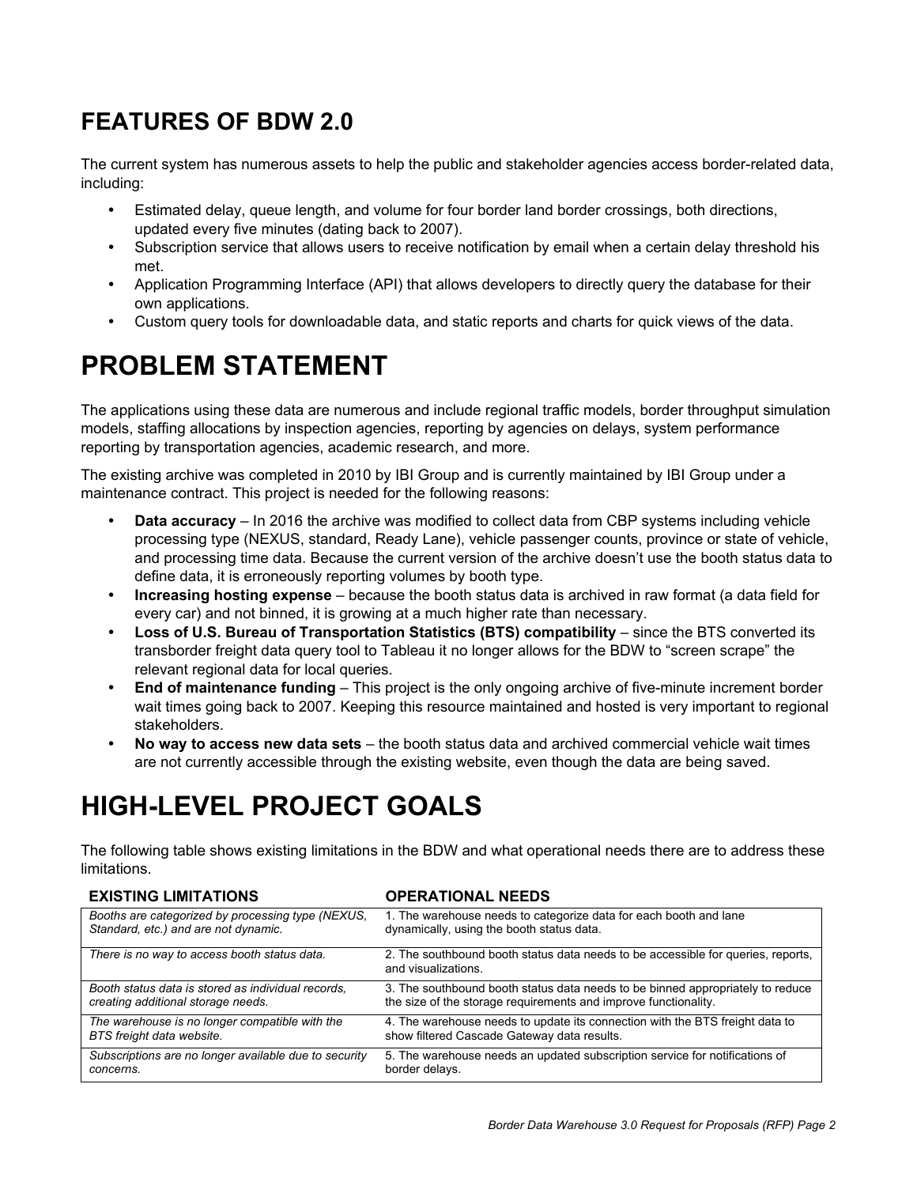## FEATURES OF BDW 2.0

The current system has numerous assets to help the public and stakeholder agencies access border-related data, including:

- Estimated delay, queue length, and volume for four border land border crossings, both directions, updated every five minutes (dating back to 2007).
- Subscription service that allows users to receive notification by email when a certain delay threshold his met.
- Application Programming Interface (API) that allows developers to directly query the database for their own applications.
- Custom query tools for downloadable data, and static reports and charts for quick views of the data.

# PROBLEM STATEMENT

The applications using these data are numerous and include regional traffic models, border throughput simulation models, staffing allocations by inspection agencies, reporting by agencies on delays, system performance reporting by transportation agencies, academic research, and more.

The existing archive was completed in 2010 by IBI Group and is currently maintained by IBI Group under a maintenance contract. This project is needed for the following reasons:

- **Data accuracy** – In 2016 the archive was modified to collect data from CBP systems including vehicle processing type (NEXUS, standard, Ready Lane), vehicle passenger counts, province or state of vehicle, and processing time data. Because the current version of the archive doesn't use the booth status data to define data, it is erroneously reporting volumes by booth type.
- **Increasing hosting expense** – because the booth status data is archived in raw format (a data field for every car) and not binned, it is growing at a much higher rate than necessary.
- **Loss of U.S. Bureau of Transportation Statistics (BTS) compatibility** – since the BTS converted its transborder freight data query tool to Tableau it no longer allows for the BDW to "screen scrape" the relevant regional data for local queries.
- **End of maintenance funding** – This project is the only ongoing archive of five-minute increment border wait times going back to 2007. Keeping this resource maintained and hosted is very important to regional stakeholders.
- **No way to access new data sets** – the booth status data and archived commercial vehicle wait times are not currently accessible through the existing website, even though the data are being saved.

# HIGH-LEVEL PROJECT GOALS

The following table shows existing limitations in the BDW and what operational needs there are to address these limitations.

| EXISTING LIMITATIONS | OPERATIONAL NEEDS |
|---|---|
| *Booths are categorized by processing type (NEXUS, Standard, etc.) and are not dynamic.* | 1. The warehouse needs to categorize data for each booth and lane dynamically, using the booth status data. |
| *There is no way to access booth status data.* | 2. The southbound booth status data needs to be accessible for queries, reports, and visualizations. |
| *Booth status data is stored as individual records, creating additional storage needs.* | 3. The southbound booth status data needs to be binned appropriately to reduce the size of the storage requirements and improve functionality. |
| *The warehouse is no longer compatible with the BTS freight data website.* | 4. The warehouse needs to update its connection with the BTS freight data to show filtered Cascade Gateway data results. |
| *Subscriptions are no longer available due to security concerns.* | 5. The warehouse needs an updated subscription service for notifications of border delays. |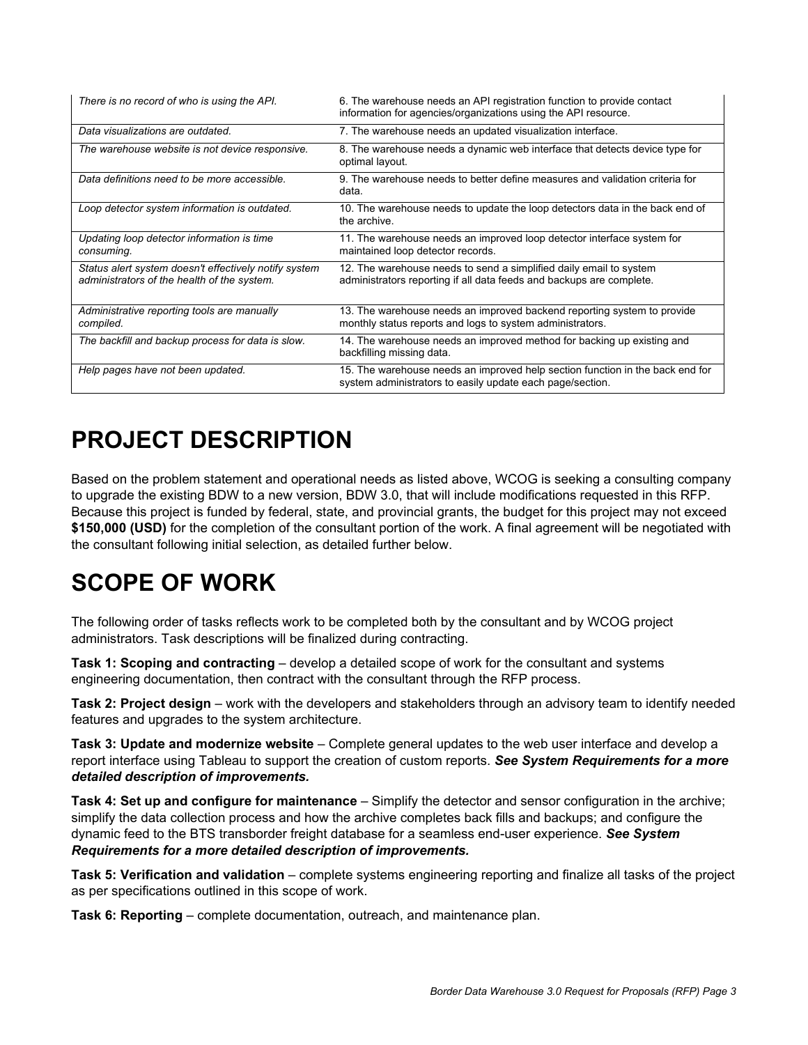| | |
|---|---|
| *There is no record of who is using the API.* | 6. The warehouse needs an API registration function to provide contact information for agencies/organizations using the API resource. |
| *Data visualizations are outdated.* | 7. The warehouse needs an updated visualization interface. |
| *The warehouse website is not device responsive.* | 8. The warehouse needs a dynamic web interface that detects device type for optimal layout. |
| *Data definitions need to be more accessible.* | 9. The warehouse needs to better define measures and validation criteria for data. |
| *Loop detector system information is outdated.* | 10. The warehouse needs to update the loop detectors data in the back end of the archive. |
| *Updating loop detector information is time consuming.* | 11. The warehouse needs an improved loop detector interface system for maintained loop detector records. |
| *Status alert system doesn't effectively notify system administrators of the health of the system.* | 12. The warehouse needs to send a simplified daily email to system administrators reporting if all data feeds and backups are complete. |
| *Administrative reporting tools are manually compiled.* | 13. The warehouse needs an improved backend reporting system to provide monthly status reports and logs to system administrators. |
| *The backfill and backup process for data is slow.* | 14. The warehouse needs an improved method for backing up existing and backfilling missing data. |
| *Help pages have not been updated.* | 15. The warehouse needs an improved help section function in the back end for system administrators to easily update each page/section. |

# PROJECT DESCRIPTION

Based on the problem statement and operational needs as listed above, WCOG is seeking a consulting company to upgrade the existing BDW to a new version, BDW 3.0, that will include modifications requested in this RFP. Because this project is funded by federal, state, and provincial grants, the budget for this project may not exceed **$150,000 (USD)** for the completion of the consultant portion of the work. A final agreement will be negotiated with the consultant following initial selection, as detailed further below.

# SCOPE OF WORK

The following order of tasks reflects work to be completed both by the consultant and by WCOG project administrators. Task descriptions will be finalized during contracting.

**Task 1: Scoping and contracting** – develop a detailed scope of work for the consultant and systems engineering documentation, then contract with the consultant through the RFP process.

**Task 2: Project design** – work with the developers and stakeholders through an advisory team to identify needed features and upgrades to the system architecture.

**Task 3: Update and modernize website** – Complete general updates to the web user interface and develop a report interface using Tableau to support the creation of custom reports. ***See System Requirements for a more detailed description of improvements.***

**Task 4: Set up and configure for maintenance** – Simplify the detector and sensor configuration in the archive; simplify the data collection process and how the archive completes back fills and backups; and configure the dynamic feed to the BTS transborder freight database for a seamless end-user experience. ***See System Requirements for a more detailed description of improvements.***

**Task 5: Verification and validation** – complete systems engineering reporting and finalize all tasks of the project as per specifications outlined in this scope of work.

**Task 6: Reporting** – complete documentation, outreach, and maintenance plan.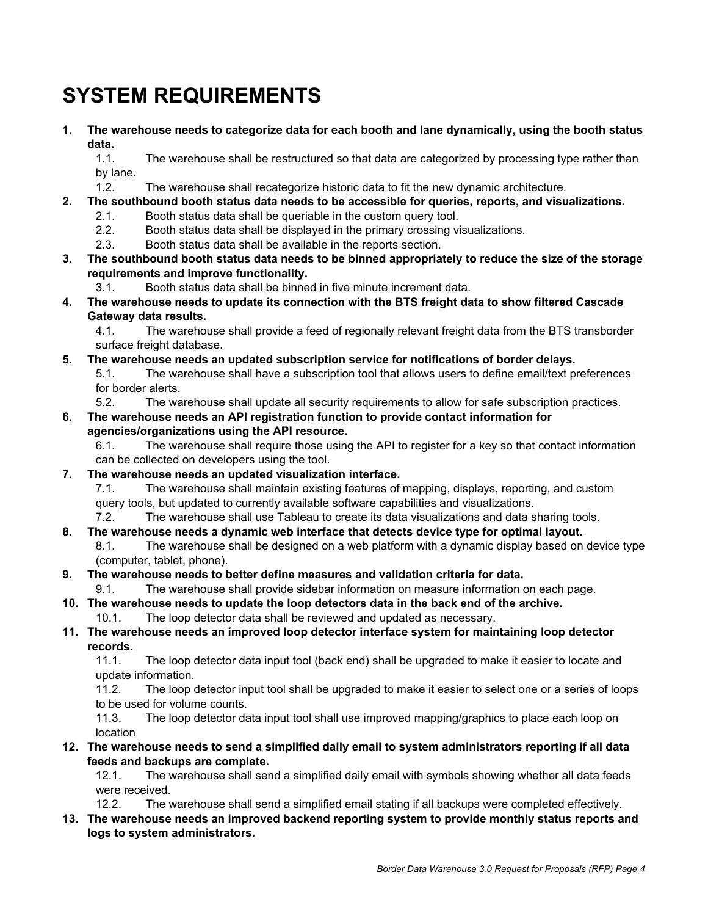# SYSTEM REQUIREMENTS

1. **The warehouse needs to categorize data for each booth and lane dynamically, using the booth status data.**
    1.1. The warehouse shall be restructured so that data are categorized by processing type rather than by lane.
    1.2. The warehouse shall recategorize historic data to fit the new dynamic architecture.
2. **The southbound booth status data needs to be accessible for queries, reports, and visualizations.**
    2.1. Booth status data shall be queriable in the custom query tool.
    2.2. Booth status data shall be displayed in the primary crossing visualizations.
    2.3. Booth status data shall be available in the reports section.
3. **The southbound booth status data needs to be binned appropriately to reduce the size of the storage requirements and improve functionality.**
    3.1. Booth status data shall be binned in five minute increment data.
4. **The warehouse needs to update its connection with the BTS freight data to show filtered Cascade Gateway data results.**
    4.1. The warehouse shall provide a feed of regionally relevant freight data from the BTS transborder surface freight database.
5. **The warehouse needs an updated subscription service for notifications of border delays.**
    5.1. The warehouse shall have a subscription tool that allows users to define email/text preferences for border alerts.
    5.2. The warehouse shall update all security requirements to allow for safe subscription practices.
6. **The warehouse needs an API registration function to provide contact information for agencies/organizations using the API resource.**
    6.1. The warehouse shall require those using the API to register for a key so that contact information can be collected on developers using the tool.
7. **The warehouse needs an updated visualization interface.**
    7.1. The warehouse shall maintain existing features of mapping, displays, reporting, and custom query tools, but updated to currently available software capabilities and visualizations.
    7.2. The warehouse shall use Tableau to create its data visualizations and data sharing tools.
8. **The warehouse needs a dynamic web interface that detects device type for optimal layout.**
    8.1. The warehouse shall be designed on a web platform with a dynamic display based on device type (computer, tablet, phone).
9. **The warehouse needs to better define measures and validation criteria for data.**
    9.1. The warehouse shall provide sidebar information on measure information on each page.
10. **The warehouse needs to update the loop detectors data in the back end of the archive.**
    10.1. The loop detector data shall be reviewed and updated as necessary.
11. **The warehouse needs an improved loop detector interface system for maintaining loop detector records.**
    11.1. The loop detector data input tool (back end) shall be upgraded to make it easier to locate and update information.
    11.2. The loop detector input tool shall be upgraded to make it easier to select one or a series of loops to be used for volume counts.
    11.3. The loop detector data input tool shall use improved mapping/graphics to place each loop on location
12. **The warehouse needs to send a simplified daily email to system administrators reporting if all data feeds and backups are complete.**
    12.1. The warehouse shall send a simplified daily email with symbols showing whether all data feeds were received.
    12.2. The warehouse shall send a simplified email stating if all backups were completed effectively.
13. **The warehouse needs an improved backend reporting system to provide monthly status reports and logs to system administrators.**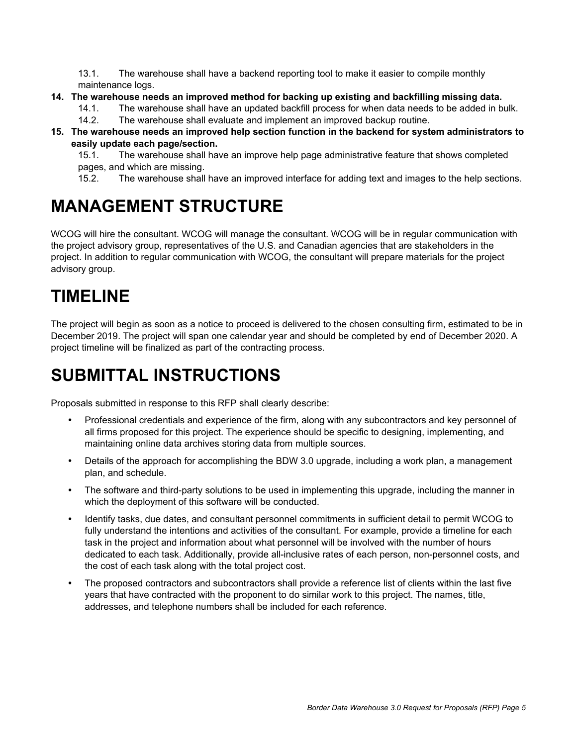13.1. The warehouse shall have a backend reporting tool to make it easier to compile monthly maintenance logs.

**14. The warehouse needs an improved method for backing up existing and backfilling missing data.**

14.1. The warehouse shall have an updated backfill process for when data needs to be added in bulk.

14.2. The warehouse shall evaluate and implement an improved backup routine.

**15. The warehouse needs an improved help section function in the backend for system administrators to easily update each page/section.**

15.1. The warehouse shall have an improve help page administrative feature that shows completed pages, and which are missing.

15.2. The warehouse shall have an improved interface for adding text and images to the help sections.

# MANAGEMENT STRUCTURE

WCOG will hire the consultant. WCOG will manage the consultant. WCOG will be in regular communication with the project advisory group, representatives of the U.S. and Canadian agencies that are stakeholders in the project. In addition to regular communication with WCOG, the consultant will prepare materials for the project advisory group.

# TIMELINE

The project will begin as soon as a notice to proceed is delivered to the chosen consulting firm, estimated to be in December 2019. The project will span one calendar year and should be completed by end of December 2020. A project timeline will be finalized as part of the contracting process.

# SUBMITTAL INSTRUCTIONS

Proposals submitted in response to this RFP shall clearly describe:

- Professional credentials and experience of the firm, along with any subcontractors and key personnel of all firms proposed for this project. The experience should be specific to designing, implementing, and maintaining online data archives storing data from multiple sources.
- Details of the approach for accomplishing the BDW 3.0 upgrade, including a work plan, a management plan, and schedule.
- The software and third-party solutions to be used in implementing this upgrade, including the manner in which the deployment of this software will be conducted.
- Identify tasks, due dates, and consultant personnel commitments in sufficient detail to permit WCOG to fully understand the intentions and activities of the consultant. For example, provide a timeline for each task in the project and information about what personnel will be involved with the number of hours dedicated to each task. Additionally, provide all-inclusive rates of each person, non-personnel costs, and the cost of each task along with the total project cost.
- The proposed contractors and subcontractors shall provide a reference list of clients within the last five years that have contracted with the proponent to do similar work to this project. The names, title, addresses, and telephone numbers shall be included for each reference.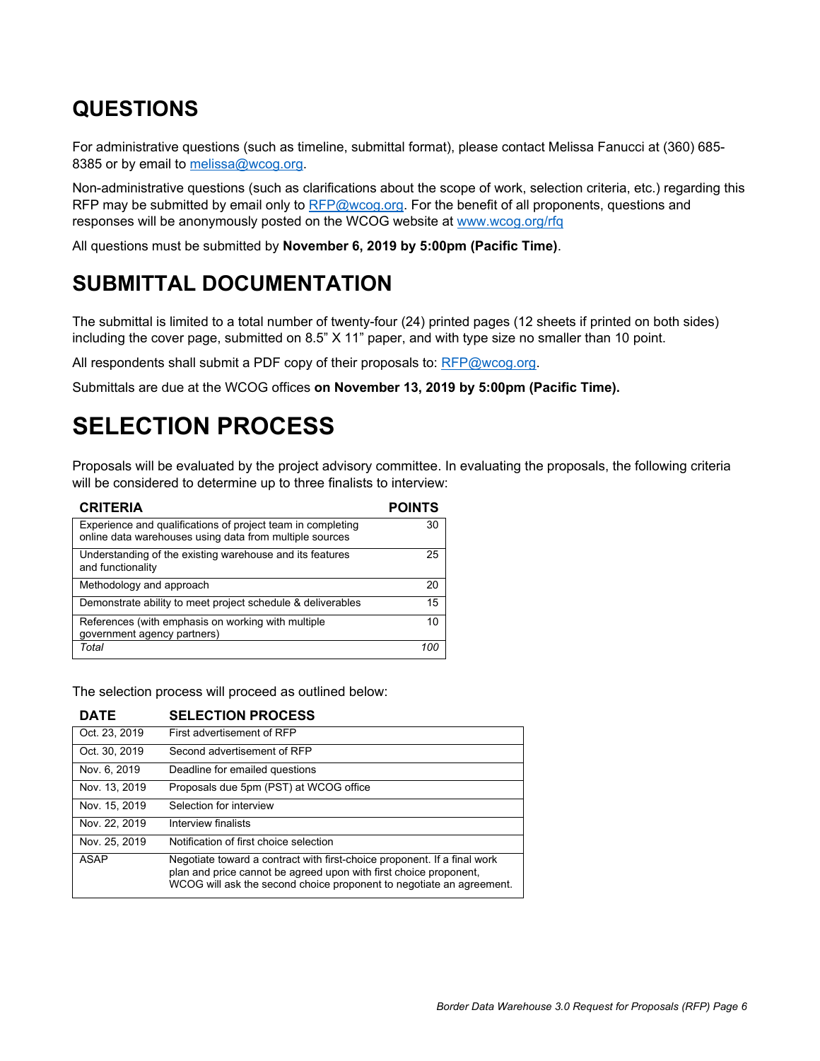## QUESTIONS

For administrative questions (such as timeline, submittal format), please contact Melissa Fanucci at (360) 685-8385 or by email to melissa@wcog.org.

Non-administrative questions (such as clarifications about the scope of work, selection criteria, etc.) regarding this RFP may be submitted by email only to RFP@wcog.org. For the benefit of all proponents, questions and responses will be anonymously posted on the WCOG website at www.wcog.org/rfq

All questions must be submitted by **November 6, 2019 by 5:00pm (Pacific Time)**.

## SUBMITTAL DOCUMENTATION

The submittal is limited to a total number of twenty-four (24) printed pages (12 sheets if printed on both sides) including the cover page, submitted on 8.5" X 11" paper, and with type size no smaller than 10 point.

All respondents shall submit a PDF copy of their proposals to: RFP@wcog.org.

Submittals are due at the WCOG offices **on November 13, 2019 by 5:00pm (Pacific Time).**

# SELECTION PROCESS

Proposals will be evaluated by the project advisory committee. In evaluating the proposals, the following criteria will be considered to determine up to three finalists to interview:

| CRITERIA | POINTS |
|---|---|
| Experience and qualifications of project team in completing online data warehouses using data from multiple sources | 30 |
| Understanding of the existing warehouse and its features and functionality | 25 |
| Methodology and approach | 20 |
| Demonstrate ability to meet project schedule & deliverables | 15 |
| References (with emphasis on working with multiple government agency partners) | 10 |
| *Total* | *100* |

The selection process will proceed as outlined below:

| DATE | SELECTION PROCESS |
|---|---|
| Oct. 23, 2019 | First advertisement of RFP |
| Oct. 30, 2019 | Second advertisement of RFP |
| Nov. 6, 2019 | Deadline for emailed questions |
| Nov. 13, 2019 | Proposals due 5pm (PST) at WCOG office |
| Nov. 15, 2019 | Selection for interview |
| Nov. 22, 2019 | Interview finalists |
| Nov. 25, 2019 | Notification of first choice selection |
| ASAP | Negotiate toward a contract with first-choice proponent. If a final work plan and price cannot be agreed upon with first choice proponent, WCOG will ask the second choice proponent to negotiate an agreement. |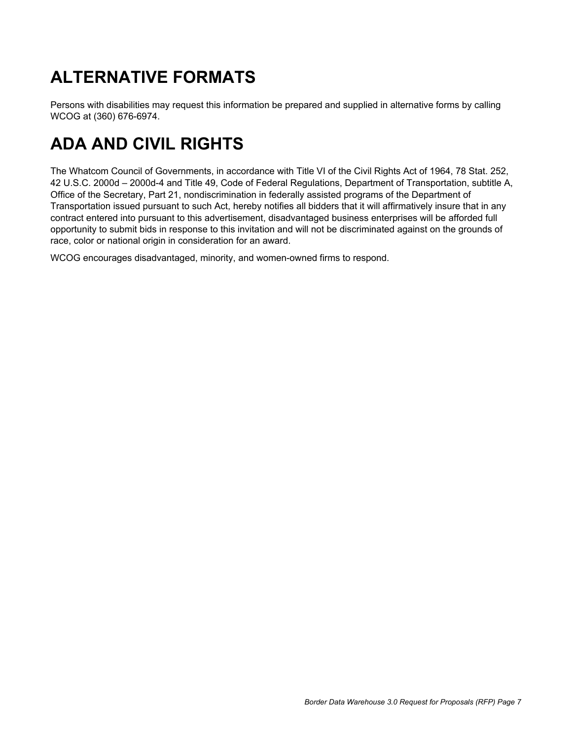# ALTERNATIVE FORMATS

Persons with disabilities may request this information be prepared and supplied in alternative forms by calling WCOG at (360) 676-6974.

# ADA AND CIVIL RIGHTS

The Whatcom Council of Governments, in accordance with Title VI of the Civil Rights Act of 1964, 78 Stat. 252, 42 U.S.C. 2000d – 2000d-4 and Title 49, Code of Federal Regulations, Department of Transportation, subtitle A, Office of the Secretary, Part 21, nondiscrimination in federally assisted programs of the Department of Transportation issued pursuant to such Act, hereby notifies all bidders that it will affirmatively insure that in any contract entered into pursuant to this advertisement, disadvantaged business enterprises will be afforded full opportunity to submit bids in response to this invitation and will not be discriminated against on the grounds of race, color or national origin in consideration for an award.

WCOG encourages disadvantaged, minority, and women-owned firms to respond.